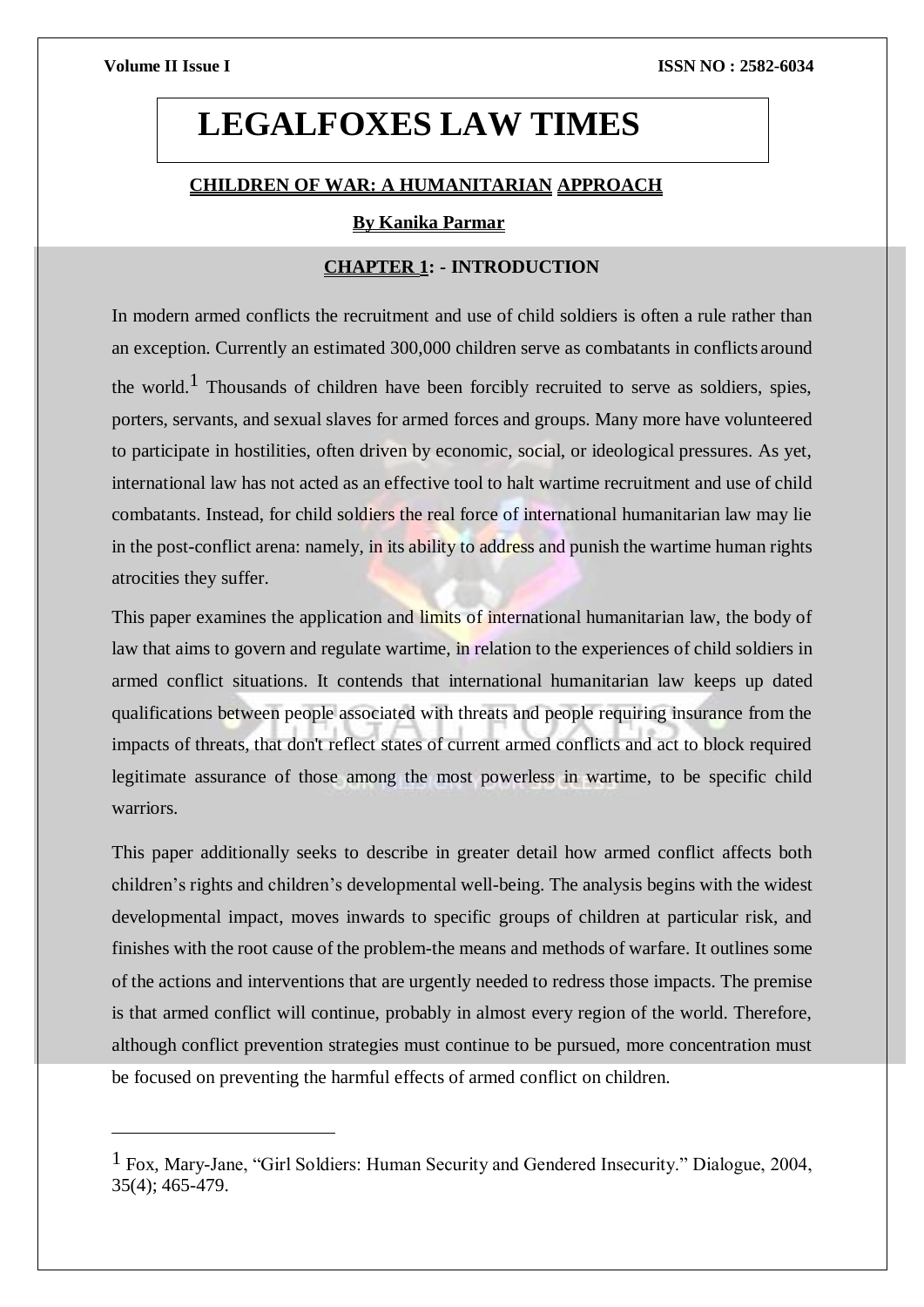# LEGALFOXES LAW TIMES

## CHILDREN OF WAR: A HUMANITARIAN APPROACH

**By Kanika Parmar**

### CHAPTER 1: - INTRODUCTION

In modern armed conflicts the recruitment and use of child soldiers is often a rule rather than an exception. Currently an estimated 300,000 children serve as combatants in conflicts around the world.[1] Thousands of children have been forcibly recruited to serve as soldiers, spies, porters, servants, and sexual slaves for armed forces and groups. Many more have volunteered to participate in hostilities, often driven by economic, social, or ideological pressures. As yet, international law has not acted as an effective tool to halt wartime recruitment and use of child combatants. Instead, for child soldiers the real force of international humanitarian law may lie in the post-conflict arena: namely, in its ability to address and punish the wartime human rights atrocities they suffer.

This paper examines the application and limits of international humanitarian law, the body of law that aims to govern and regulate wartime, in relation to the experiences of child soldiers in armed conflict situations. It contends that international humanitarian law keeps up dated qualifications between people associated with threats and people requiring insurance from the impacts of threats, that don't reflect states of current armed conflicts and act to block required legitimate assurance of those among the most powerless in wartime, to be specific child warriors.

This paper additionally seeks to describe in greater detail how armed conflict affects both children's rights and children's developmental well-being. The analysis begins with the widest developmental impact, moves inwards to specific groups of children at particular risk, and finishes with the root cause of the problem-the means and methods of warfare. It outlines some of the actions and interventions that are urgently needed to redress those impacts. The premise is that armed conflict will continue, probably in almost every region of the world. Therefore, although conflict prevention strategies must continue to be pursued, more concentration must be focused on preventing the harmful effects of armed conflict on children.

---

[1] Fox, Mary-Jane, "Girl Soldiers: Human Security and Gendered Insecurity." Dialogue, 2004, 35(4); 465-479.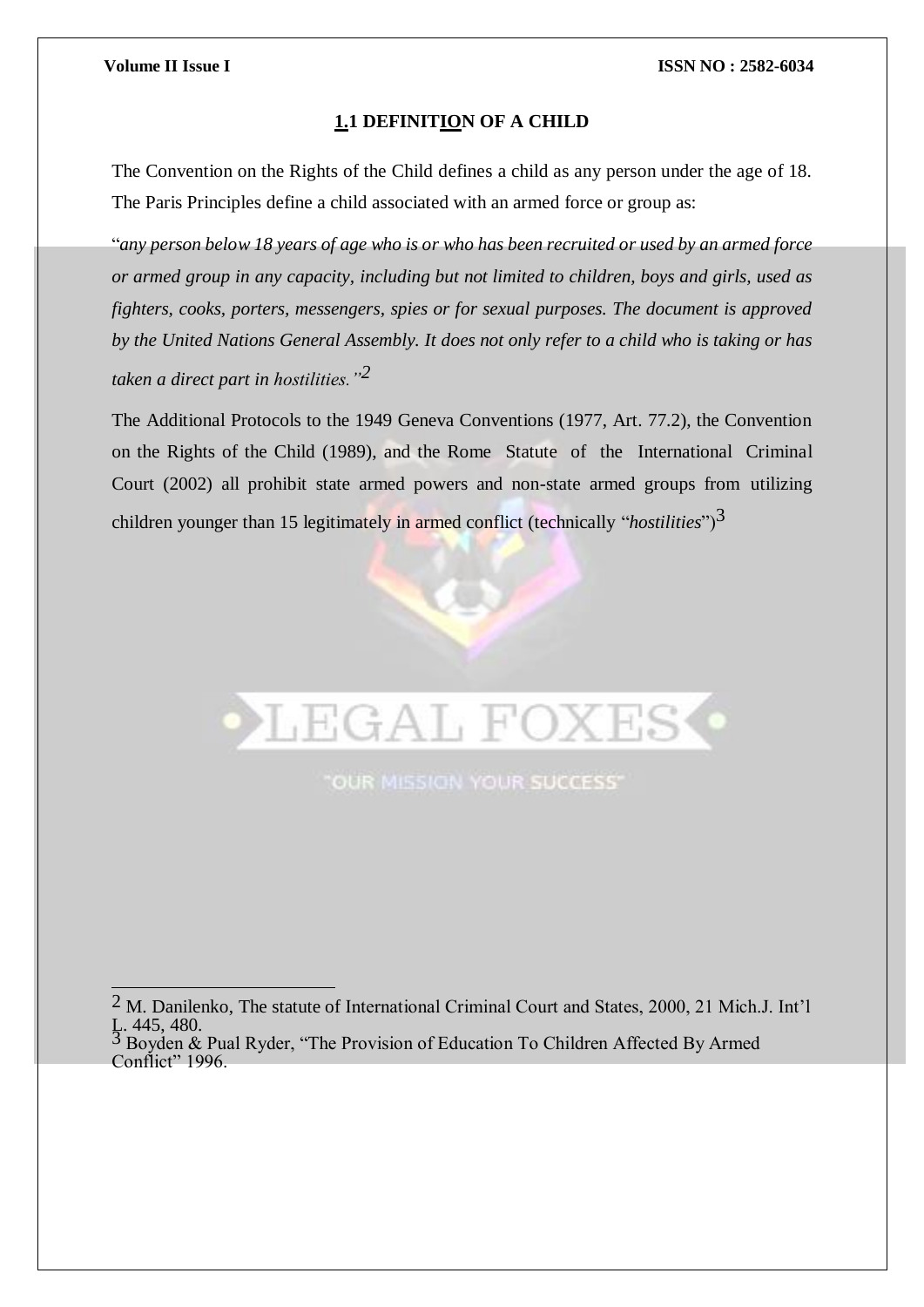## 1.1 DEFINITION OF A CHILD

The Convention on the Rights of the Child defines a child as any person under the age of 18. The Paris Principles define a child associated with an armed force or group as:

"*any person below 18 years of age who is or who has been recruited or used by an armed force or armed group in any capacity, including but not limited to children, boys and girls, used as fighters, cooks, porters, messengers, spies or for sexual purposes. The document is approved by the United Nations General Assembly. It does not only refer to a child who is taking or has taken a direct part in hostilities.*"[2]

The Additional Protocols to the 1949 Geneva Conventions (1977, Art. 77.2), the Convention on the Rights of the Child (1989), and the Rome Statute of the International Criminal Court (2002) all prohibit state armed powers and non-state armed groups from utilizing children younger than 15 legitimately in armed conflict (technically "*hostilities*")[3]

---

[2] M. Danilenko, The statute of International Criminal Court and States, 2000, 21 Mich.J. Int'l L. 445, 480.

[3] Boyden & Pual Ryder, "The Provision of Education To Children Affected By Armed Conflict" 1996.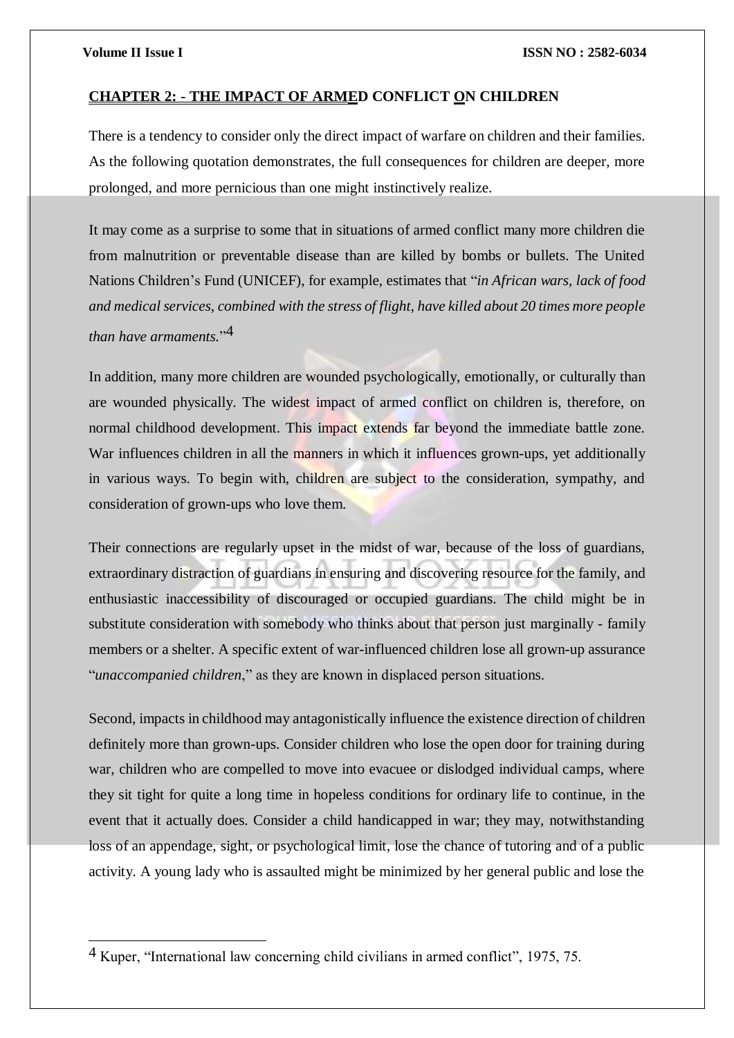## CHAPTER 2: - THE IMPACT OF ARMED CONFLICT ON CHILDREN

There is a tendency to consider only the direct impact of warfare on children and their families. As the following quotation demonstrates, the full consequences for children are deeper, more prolonged, and more pernicious than one might instinctively realize.

It may come as a surprise to some that in situations of armed conflict many more children die from malnutrition or preventable disease than are killed by bombs or bullets. The United Nations Children's Fund (UNICEF), for example, estimates that "*in African wars, lack of food and medical services, combined with the stress of flight, have killed about 20 times more people than have armaments.*"[4]

In addition, many more children are wounded psychologically, emotionally, or culturally than are wounded physically. The widest impact of armed conflict on children is, therefore, on normal childhood development. This impact extends far beyond the immediate battle zone. War influences children in all the manners in which it influences grown-ups, yet additionally in various ways. To begin with, children are subject to the consideration, sympathy, and consideration of grown-ups who love them.

Their connections are regularly upset in the midst of war, because of the loss of guardians, extraordinary distraction of guardians in ensuring and discovering resource for the family, and enthusiastic inaccessibility of discouraged or occupied guardians. The child might be in substitute consideration with somebody who thinks about that person just marginally - family members or a shelter. A specific extent of war-influenced children lose all grown-up assurance "*unaccompanied children*," as they are known in displaced person situations.

Second, impacts in childhood may antagonistically influence the existence direction of children definitely more than grown-ups. Consider children who lose the open door for training during war, children who are compelled to move into evacuee or dislodged individual camps, where they sit tight for quite a long time in hopeless conditions for ordinary life to continue, in the event that it actually does. Consider a child handicapped in war; they may, notwithstanding loss of an appendage, sight, or psychological limit, lose the chance of tutoring and of a public activity. A young lady who is assaulted might be minimized by her general public and lose the

---

[4] Kuper, "International law concerning child civilians in armed conflict", 1975, 75.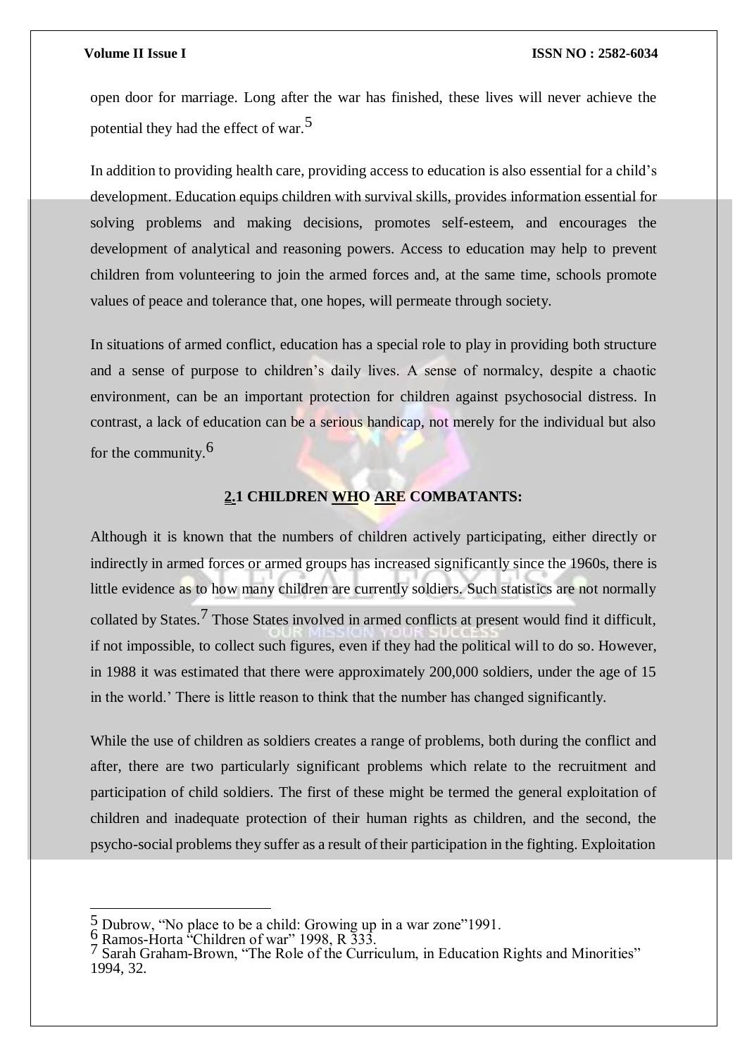open door for marriage. Long after the war has finished, these lives will never achieve the potential they had the effect of war.[5]

In addition to providing health care, providing access to education is also essential for a child's development. Education equips children with survival skills, provides information essential for solving problems and making decisions, promotes self-esteem, and encourages the development of analytical and reasoning powers. Access to education may help to prevent children from volunteering to join the armed forces and, at the same time, schools promote values of peace and tolerance that, one hopes, will permeate through society.

In situations of armed conflict, education has a special role to play in providing both structure and a sense of purpose to children's daily lives. A sense of normalcy, despite a chaotic environment, can be an important protection for children against psychosocial distress. In contrast, a lack of education can be a serious handicap, not merely for the individual but also for the community.[6]

### 2.1 CHILDREN WHO ARE COMBATANTS:

Although it is known that the numbers of children actively participating, either directly or indirectly in armed forces or armed groups has increased significantly since the 1960s, there is little evidence as to how many children are currently soldiers. Such statistics are not normally collated by States.[7] Those States involved in armed conflicts at present would find it difficult, if not impossible, to collect such figures, even if they had the political will to do so. However, in 1988 it was estimated that there were approximately 200,000 soldiers, under the age of 15 in the world.' There is little reason to think that the number has changed significantly.

While the use of children as soldiers creates a range of problems, both during the conflict and after, there are two particularly significant problems which relate to the recruitment and participation of child soldiers. The first of these might be termed the general exploitation of children and inadequate protection of their human rights as children, and the second, the psycho-social problems they suffer as a result of their participation in the fighting. Exploitation

---

[5] Dubrow, "No place to be a child: Growing up in a war zone"1991.

[6] Ramos-Horta "Children of war" 1998, R 333.

[7] Sarah Graham-Brown, "The Role of the Curriculum, in Education Rights and Minorities" 1994, 32.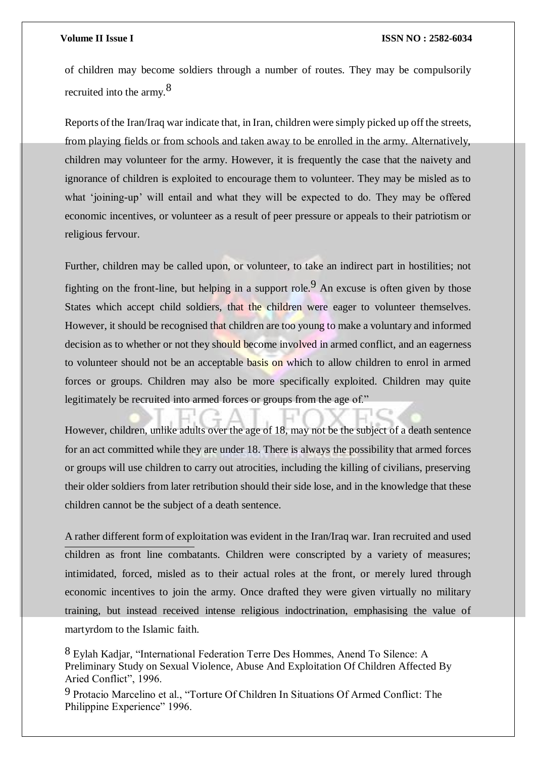of children may become soldiers through a number of routes. They may be compulsorily recruited into the army.[8]

Reports of the Iran/Iraq war indicate that, in Iran, children were simply picked up off the streets, from playing fields or from schools and taken away to be enrolled in the army. Alternatively, children may volunteer for the army. However, it is frequently the case that the naivety and ignorance of children is exploited to encourage them to volunteer. They may be misled as to what 'joining-up' will entail and what they will be expected to do. They may be offered economic incentives, or volunteer as a result of peer pressure or appeals to their patriotism or religious fervour.

Further, children may be called upon, or volunteer, to take an indirect part in hostilities; not fighting on the front-line, but helping in a support role.[9] An excuse is often given by those States which accept child soldiers, that the children were eager to volunteer themselves. However, it should be recognised that children are too young to make a voluntary and informed decision as to whether or not they should become involved in armed conflict, and an eagerness to volunteer should not be an acceptable basis on which to allow children to enrol in armed forces or groups. Children may also be more specifically exploited. Children may quite legitimately be recruited into armed forces or groups from the age of."

However, children, unlike adults over the age of 18, may not be the subject of a death sentence for an act committed while they are under 18. There is always the possibility that armed forces or groups will use children to carry out atrocities, including the killing of civilians, preserving their older soldiers from later retribution should their side lose, and in the knowledge that these children cannot be the subject of a death sentence.

A rather different form of exploitation was evident in the Iran/Iraq war. Iran recruited and used children as front line combatants. Children were conscripted by a variety of measures; intimidated, forced, misled as to their actual roles at the front, or merely lured through economic incentives to join the army. Once drafted they were given virtually no military training, but instead received intense religious indoctrination, emphasising the value of martyrdom to the Islamic faith.

---

[8] Eylah Kadjar, "International Federation Terre Des Hommes, Anend To Silence: A Preliminary Study on Sexual Violence, Abuse And Exploitation Of Children Affected By Aried Conflict", 1996.

[9] Protacio Marcelino et al., "Torture Of Children In Situations Of Armed Conflict: The Philippine Experience" 1996.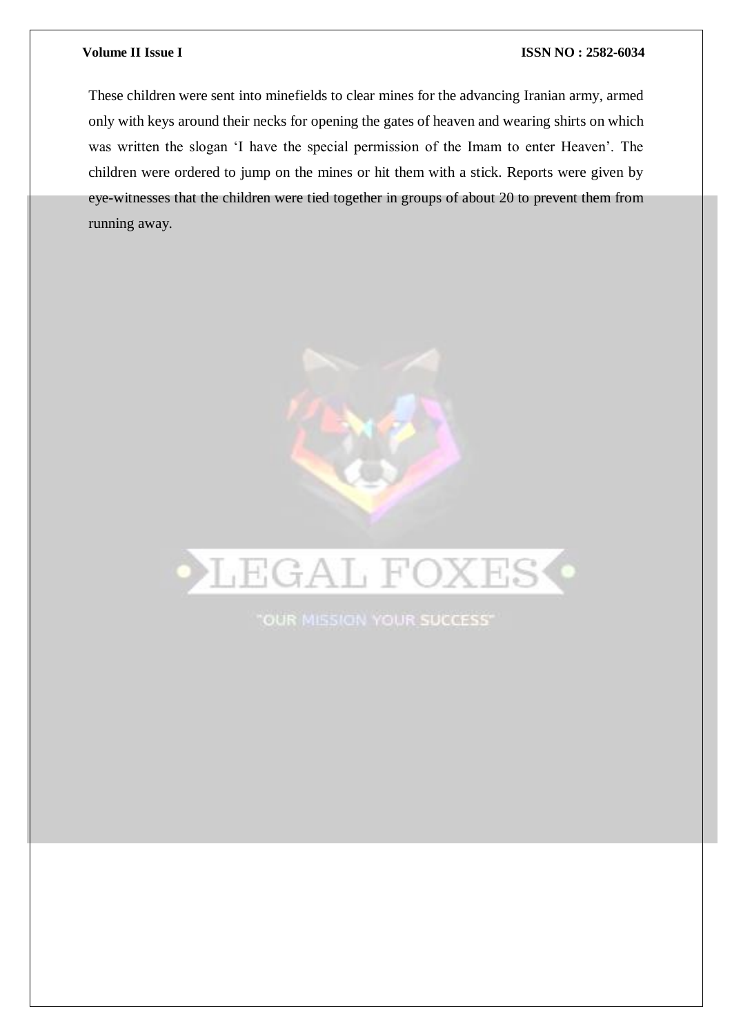These children were sent into minefields to clear mines for the advancing Iranian army, armed only with keys around their necks for opening the gates of heaven and wearing shirts on which was written the slogan ‘I have the special permission of the Imam to enter Heaven’. The children were ordered to jump on the mines or hit them with a stick. Reports were given by eye-witnesses that the children were tied together in groups of about 20 to prevent them from running away.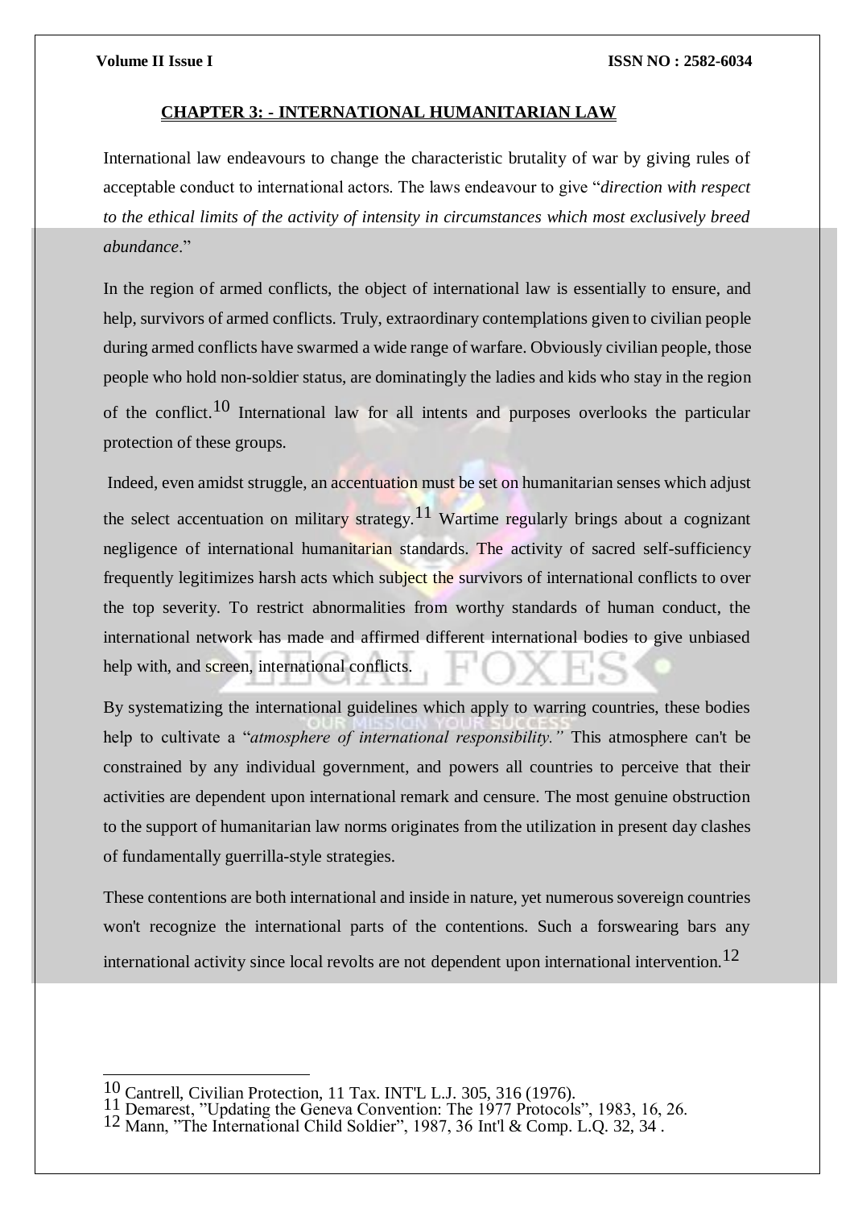## CHAPTER 3: - INTERNATIONAL HUMANITARIAN LAW

International law endeavours to change the characteristic brutality of war by giving rules of acceptable conduct to international actors. The laws endeavour to give "*direction with respect to the ethical limits of the activity of intensity in circumstances which most exclusively breed abundance*."

In the region of armed conflicts, the object of international law is essentially to ensure, and help, survivors of armed conflicts. Truly, extraordinary contemplations given to civilian people during armed conflicts have swarmed a wide range of warfare. Obviously civilian people, those people who hold non-soldier status, are dominatingly the ladies and kids who stay in the region of the conflict.[10] International law for all intents and purposes overlooks the particular protection of these groups.

Indeed, even amidst struggle, an accentuation must be set on humanitarian senses which adjust the select accentuation on military strategy.[11] Wartime regularly brings about a cognizant negligence of international humanitarian standards. The activity of sacred self-sufficiency frequently legitimizes harsh acts which subject the survivors of international conflicts to over the top severity. To restrict abnormalities from worthy standards of human conduct, the international network has made and affirmed different international bodies to give unbiased help with, and screen, international conflicts.

By systematizing the international guidelines which apply to warring countries, these bodies help to cultivate a "*atmosphere of international responsibility.*" This atmosphere can't be constrained by any individual government, and powers all countries to perceive that their activities are dependent upon international remark and censure. The most genuine obstruction to the support of humanitarian law norms originates from the utilization in present day clashes of fundamentally guerrilla-style strategies.

These contentions are both international and inside in nature, yet numerous sovereign countries won't recognize the international parts of the contentions. Such a forswearing bars any international activity since local revolts are not dependent upon international intervention.[12]

---

[10] Cantrell, Civilian Protection, 11 Tax. INT'L L.J. 305, 316 (1976).

[11] Demarest, "Updating the Geneva Convention: The 1977 Protocols", 1983, 16, 26.

[12] Mann, "The International Child Soldier", 1987, 36 Int'l & Comp. L.Q. 32, 34 .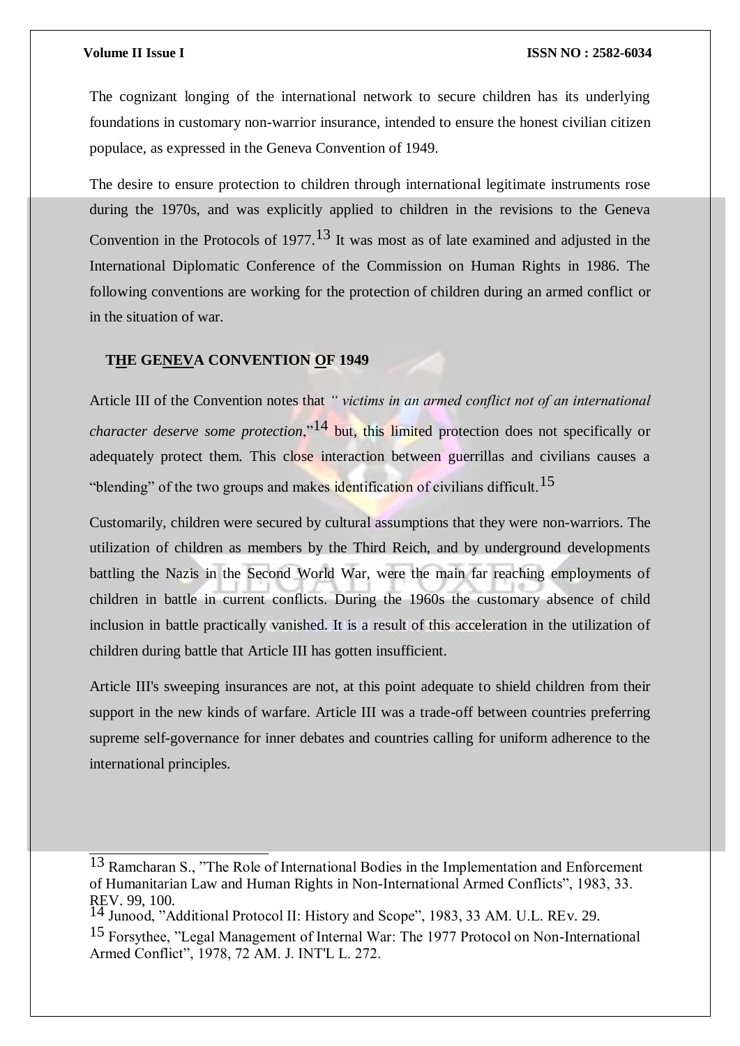The cognizant longing of the international network to secure children has its underlying foundations in customary non-warrior insurance, intended to ensure the honest civilian citizen populace, as expressed in the Geneva Convention of 1949.

The desire to ensure protection to children through international legitimate instruments rose during the 1970s, and was explicitly applied to children in the revisions to the Geneva Convention in the Protocols of 1977.[13] It was most as of late examined and adjusted in the International Diplomatic Conference of the Commission on Human Rights in 1986. The following conventions are working for the protection of children during an armed conflict or in the situation of war.

## THE GENEVA CONVENTION OF 1949

Article III of the Convention notes that *" victims in an armed conflict not of an international character deserve some protection*,"[14] but, this limited protection does not specifically or adequately protect them. This close interaction between guerrillas and civilians causes a "blending" of the two groups and makes identification of civilians difficult.[15]

Customarily, children were secured by cultural assumptions that they were non-warriors. The utilization of children as members by the Third Reich, and by underground developments battling the Nazis in the Second World War, were the main far reaching employments of children in battle in current conflicts. During the 1960s the customary absence of child inclusion in battle practically vanished. It is a result of this acceleration in the utilization of children during battle that Article III has gotten insufficient.

Article III's sweeping insurances are not, at this point adequate to shield children from their support in the new kinds of warfare. Article III was a trade-off between countries preferring supreme self-governance for inner debates and countries calling for uniform adherence to the international principles.

---

[13] Ramcharan S., "The Role of International Bodies in the Implementation and Enforcement of Humanitarian Law and Human Rights in Non-International Armed Conflicts", 1983, 33. REV. 99, 100.

[14] Junood, "Additional Protocol II: History and Scope", 1983, 33 AM. U.L. REv. 29.

[15] Forsythee, "Legal Management of Internal War: The 1977 Protocol on Non-International Armed Conflict", 1978, 72 AM. J. INT'L L. 272.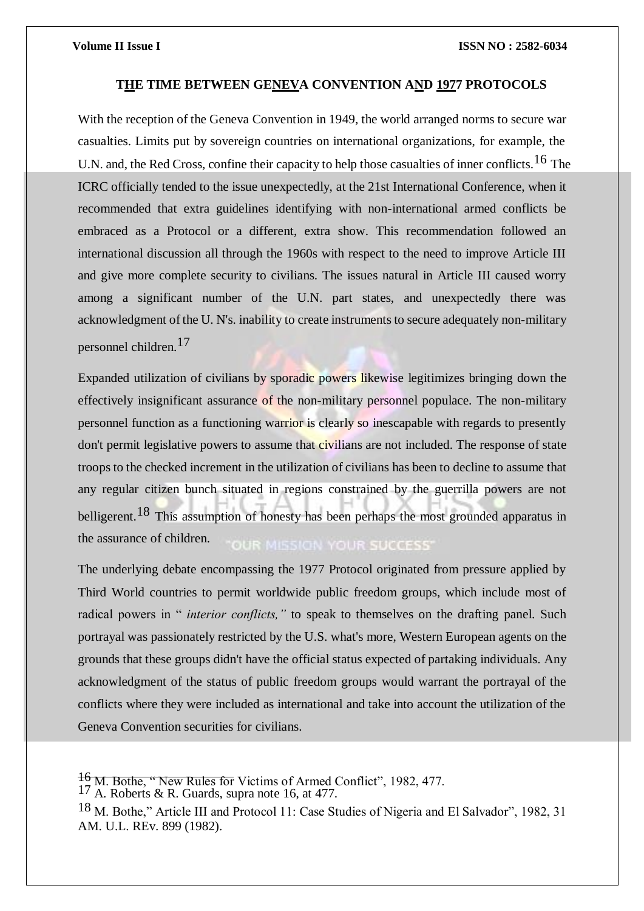## THE TIME BETWEEN GENEVA CONVENTION AND 1977 PROTOCOLS

With the reception of the Geneva Convention in 1949, the world arranged norms to secure war casualties. Limits put by sovereign countries on international organizations, for example, the U.N. and, the Red Cross, confine their capacity to help those casualties of inner conflicts.[16] The ICRC officially tended to the issue unexpectedly, at the 21st International Conference, when it recommended that extra guidelines identifying with non-international armed conflicts be embraced as a Protocol or a different, extra show. This recommendation followed an international discussion all through the 1960s with respect to the need to improve Article III and give more complete security to civilians. The issues natural in Article III caused worry among a significant number of the U.N. part states, and unexpectedly there was acknowledgment of the U. N's. inability to create instruments to secure adequately non-military personnel children.[17]

Expanded utilization of civilians by sporadic powers likewise legitimizes bringing down the effectively insignificant assurance of the non-military personnel populace. The non-military personnel function as a functioning warrior is clearly so inescapable with regards to presently don't permit legislative powers to assume that civilians are not included. The response of state troops to the checked increment in the utilization of civilians has been to decline to assume that any regular citizen bunch situated in regions constrained by the guerrilla powers are not belligerent.[18] This assumption of honesty has been perhaps the most grounded apparatus in the assurance of children.

The underlying debate encompassing the 1977 Protocol originated from pressure applied by Third World countries to permit worldwide public freedom groups, which include most of radical powers in " *interior conflicts,"* to speak to themselves on the drafting panel. Such portrayal was passionately restricted by the U.S. what's more, Western European agents on the grounds that these groups didn't have the official status expected of partaking individuals. Any acknowledgment of the status of public freedom groups would warrant the portrayal of the conflicts where they were included as international and take into account the utilization of the Geneva Convention securities for civilians.

---

[16] M. Bothe, " New Rules for Victims of Armed Conflict", 1982, 477.

[17] A. Roberts & R. Guards, supra note 16, at 477.

[18] M. Bothe," Article III and Protocol 11: Case Studies of Nigeria and El Salvador", 1982, 31 AM. U.L. REv. 899 (1982).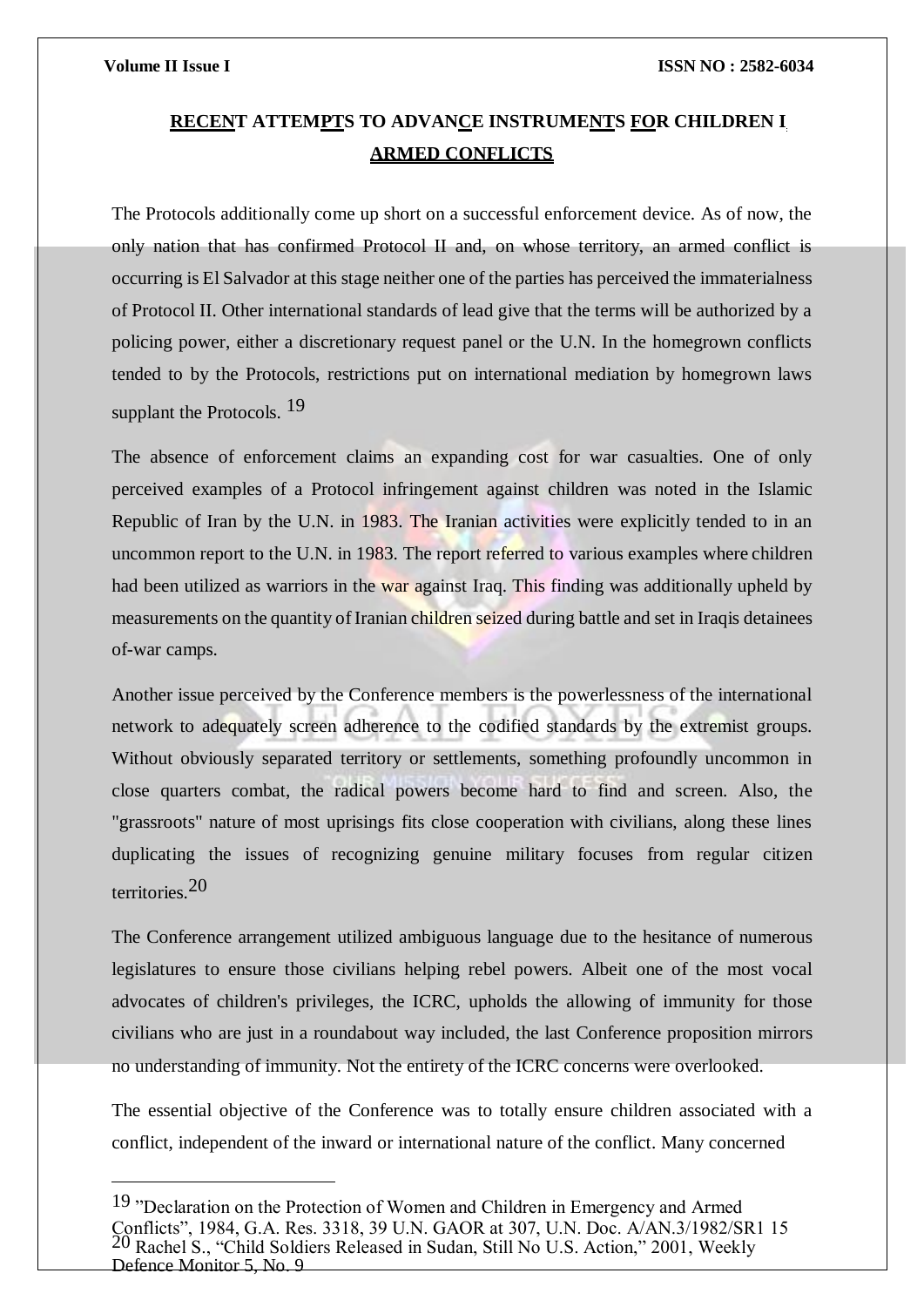## RECENT ATTEMPTS TO ADVANCE INSTRUMENTS FOR CHILDREN I ARMED CONFLICTS

The Protocols additionally come up short on a successful enforcement device. As of now, the only nation that has confirmed Protocol II and, on whose territory, an armed conflict is occurring is El Salvador at this stage neither one of the parties has perceived the immaterialness of Protocol II. Other international standards of lead give that the terms will be authorized by a policing power, either a discretionary request panel or the U.N. In the homegrown conflicts tended to by the Protocols, restrictions put on international mediation by homegrown laws supplant the Protocols. [19]

The absence of enforcement claims an expanding cost for war casualties. One of only perceived examples of a Protocol infringement against children was noted in the Islamic Republic of Iran by the U.N. in 1983. The Iranian activities were explicitly tended to in an uncommon report to the U.N. in 1983. The report referred to various examples where children had been utilized as warriors in the war against Iraq. This finding was additionally upheld by measurements on the quantity of Iranian children seized during battle and set in Iraqis detainees of-war camps.

Another issue perceived by the Conference members is the powerlessness of the international network to adequately screen adherence to the codified standards by the extremist groups. Without obviously separated territory or settlements, something profoundly uncommon in close quarters combat, the radical powers become hard to find and screen. Also, the "grassroots" nature of most uprisings fits close cooperation with civilians, along these lines duplicating the issues of recognizing genuine military focuses from regular citizen territories.[20]

The Conference arrangement utilized ambiguous language due to the hesitance of numerous legislatures to ensure those civilians helping rebel powers. Albeit one of the most vocal advocates of children's privileges, the ICRC, upholds the allowing of immunity for those civilians who are just in a roundabout way included, the last Conference proposition mirrors no understanding of immunity. Not the entirety of the ICRC concerns were overlooked.

The essential objective of the Conference was to totally ensure children associated with a conflict, independent of the inward or international nature of the conflict. Many concerned

---

[19] "Declaration on the Protection of Women and Children in Emergency and Armed Conflicts", 1984, G.A. Res. 3318, 39 U.N. GAOR at 307, U.N. Doc. A/AN.3/1982/SR1 15

[20] Rachel S., "Child Soldiers Released in Sudan, Still No U.S. Action," 2001, Weekly Defence Monitor 5, No. 9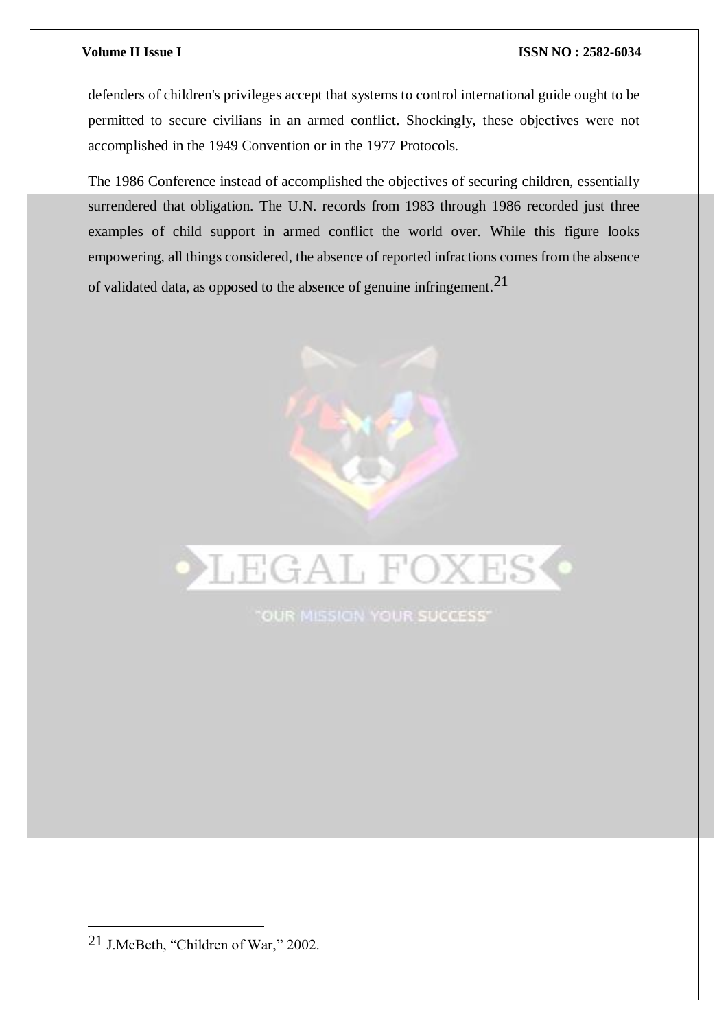defenders of children's privileges accept that systems to control international guide ought to be permitted to secure civilians in an armed conflict. Shockingly, these objectives were not accomplished in the 1949 Convention or in the 1977 Protocols.

The 1986 Conference instead of accomplished the objectives of securing children, essentially surrendered that obligation. The U.N. records from 1983 through 1986 recorded just three examples of child support in armed conflict the world over. While this figure looks empowering, all things considered, the absence of reported infractions comes from the absence of validated data, as opposed to the absence of genuine infringement.[21]

---

[21] J.McBeth, "Children of War," 2002.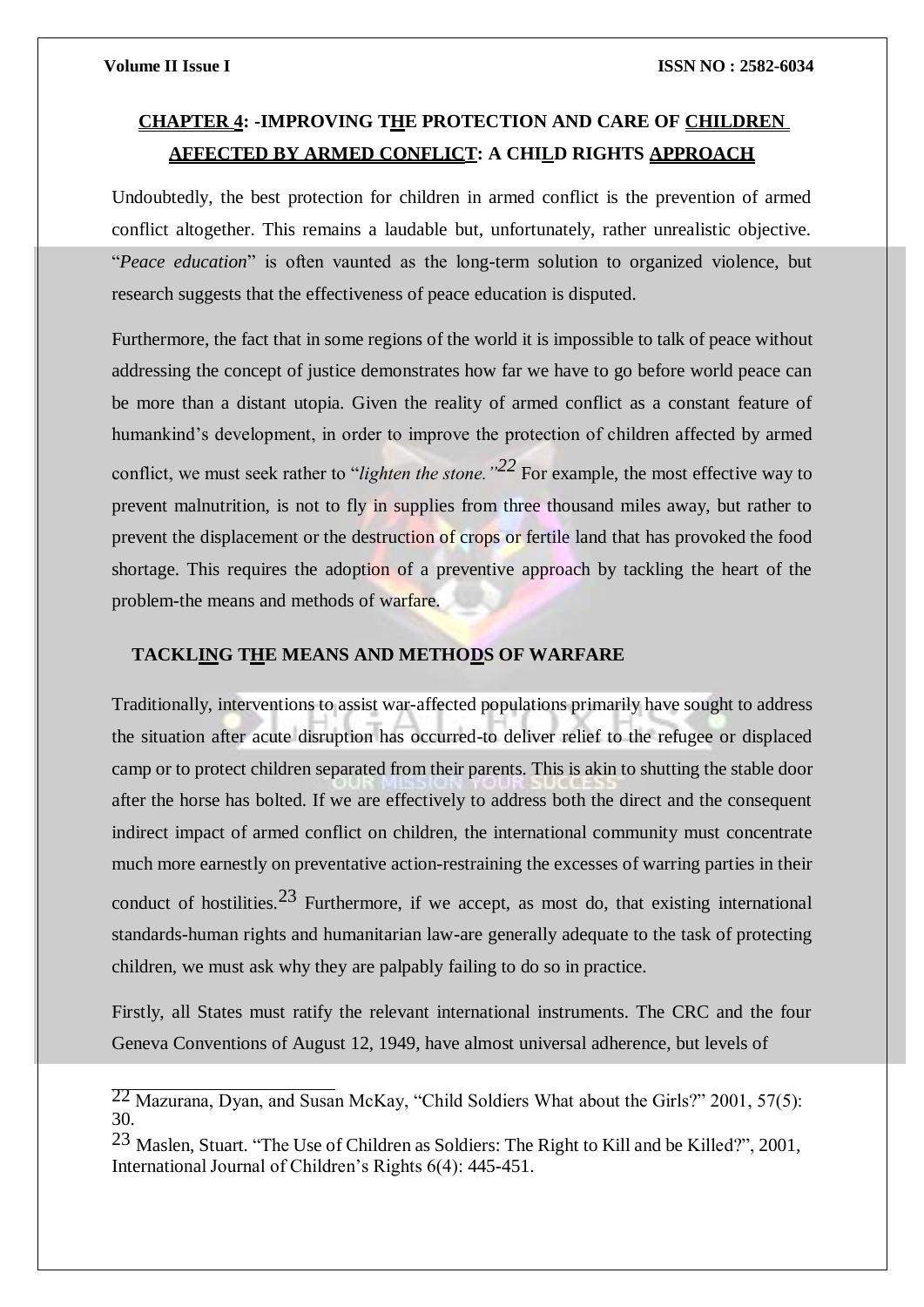## CHAPTER 4: -IMPROVING THE PROTECTION AND CARE OF CHILDREN AFFECTED BY ARMED CONFLICT: A CHILD RIGHTS APPROACH

Undoubtedly, the best protection for children in armed conflict is the prevention of armed conflict altogether. This remains a laudable but, unfortunately, rather unrealistic objective. "*Peace education*" is often vaunted as the long-term solution to organized violence, but research suggests that the effectiveness of peace education is disputed.

Furthermore, the fact that in some regions of the world it is impossible to talk of peace without addressing the concept of justice demonstrates how far we have to go before world peace can be more than a distant utopia. Given the reality of armed conflict as a constant feature of humankind's development, in order to improve the protection of children affected by armed conflict, we must seek rather to "*lighten the stone.*"[22] For example, the most effective way to prevent malnutrition, is not to fly in supplies from three thousand miles away, but rather to prevent the displacement or the destruction of crops or fertile land that has provoked the food shortage. This requires the adoption of a preventive approach by tackling the heart of the problem-the means and methods of warfare.

### TACKLING THE MEANS AND METHODS OF WARFARE

Traditionally, interventions to assist war-affected populations primarily have sought to address the situation after acute disruption has occurred-to deliver relief to the refugee or displaced camp or to protect children separated from their parents. This is akin to shutting the stable door after the horse has bolted. If we are effectively to address both the direct and the consequent indirect impact of armed conflict on children, the international community must concentrate much more earnestly on preventative action-restraining the excesses of warring parties in their conduct of hostilities.[23] Furthermore, if we accept, as most do, that existing international standards-human rights and humanitarian law-are generally adequate to the task of protecting children, we must ask why they are palpably failing to do so in practice.

Firstly, all States must ratify the relevant international instruments. The CRC and the four Geneva Conventions of August 12, 1949, have almost universal adherence, but levels of

---

[22] Mazurana, Dyan, and Susan McKay, "Child Soldiers What about the Girls?" 2001, 57(5): 30.

[23] Maslen, Stuart. "The Use of Children as Soldiers: The Right to Kill and be Killed?", 2001, International Journal of Children's Rights 6(4): 445-451.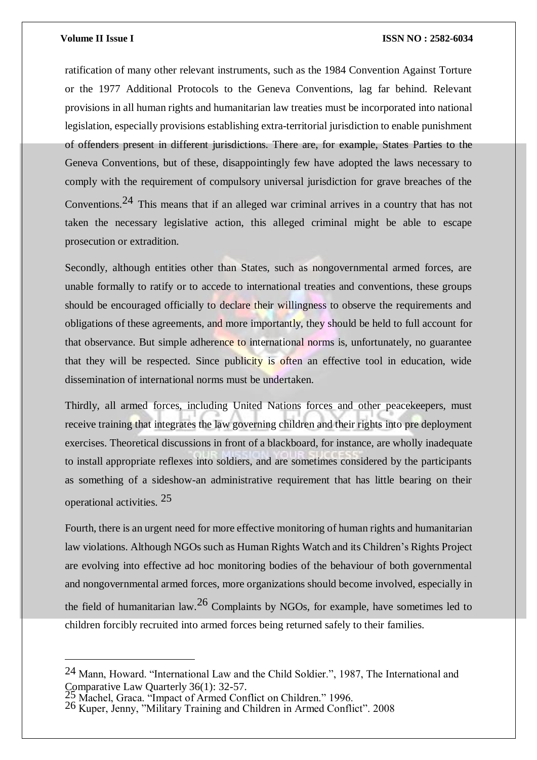ratification of many other relevant instruments, such as the 1984 Convention Against Torture or the 1977 Additional Protocols to the Geneva Conventions, lag far behind. Relevant provisions in all human rights and humanitarian law treaties must be incorporated into national legislation, especially provisions establishing extra-territorial jurisdiction to enable punishment of offenders present in different jurisdictions. There are, for example, States Parties to the Geneva Conventions, but of these, disappointingly few have adopted the laws necessary to comply with the requirement of compulsory universal jurisdiction for grave breaches of the Conventions.[24] This means that if an alleged war criminal arrives in a country that has not taken the necessary legislative action, this alleged criminal might be able to escape prosecution or extradition.

Secondly, although entities other than States, such as nongovernmental armed forces, are unable formally to ratify or to accede to international treaties and conventions, these groups should be encouraged officially to declare their willingness to observe the requirements and obligations of these agreements, and more importantly, they should be held to full account for that observance. But simple adherence to international norms is, unfortunately, no guarantee that they will be respected. Since publicity is often an effective tool in education, wide dissemination of international norms must be undertaken.

Thirdly, all armed forces, including United Nations forces and other peacekeepers, must receive training that integrates the law governing children and their rights into pre deployment exercises. Theoretical discussions in front of a blackboard, for instance, are wholly inadequate to install appropriate reflexes into soldiers, and are sometimes considered by the participants as something of a sideshow-an administrative requirement that has little bearing on their operational activities. [25]

Fourth, there is an urgent need for more effective monitoring of human rights and humanitarian law violations. Although NGOs such as Human Rights Watch and its Children's Rights Project are evolving into effective ad hoc monitoring bodies of the behaviour of both governmental and nongovernmental armed forces, more organizations should become involved, especially in the field of humanitarian law.[26] Complaints by NGOs, for example, have sometimes led to children forcibly recruited into armed forces being returned safely to their families.

---

[24] Mann, Howard. "International Law and the Child Soldier.", 1987, The International and Comparative Law Quarterly 36(1): 32-57.

[25] Machel, Graca. "Impact of Armed Conflict on Children." 1996.

[26] Kuper, Jenny, "Military Training and Children in Armed Conflict". 2008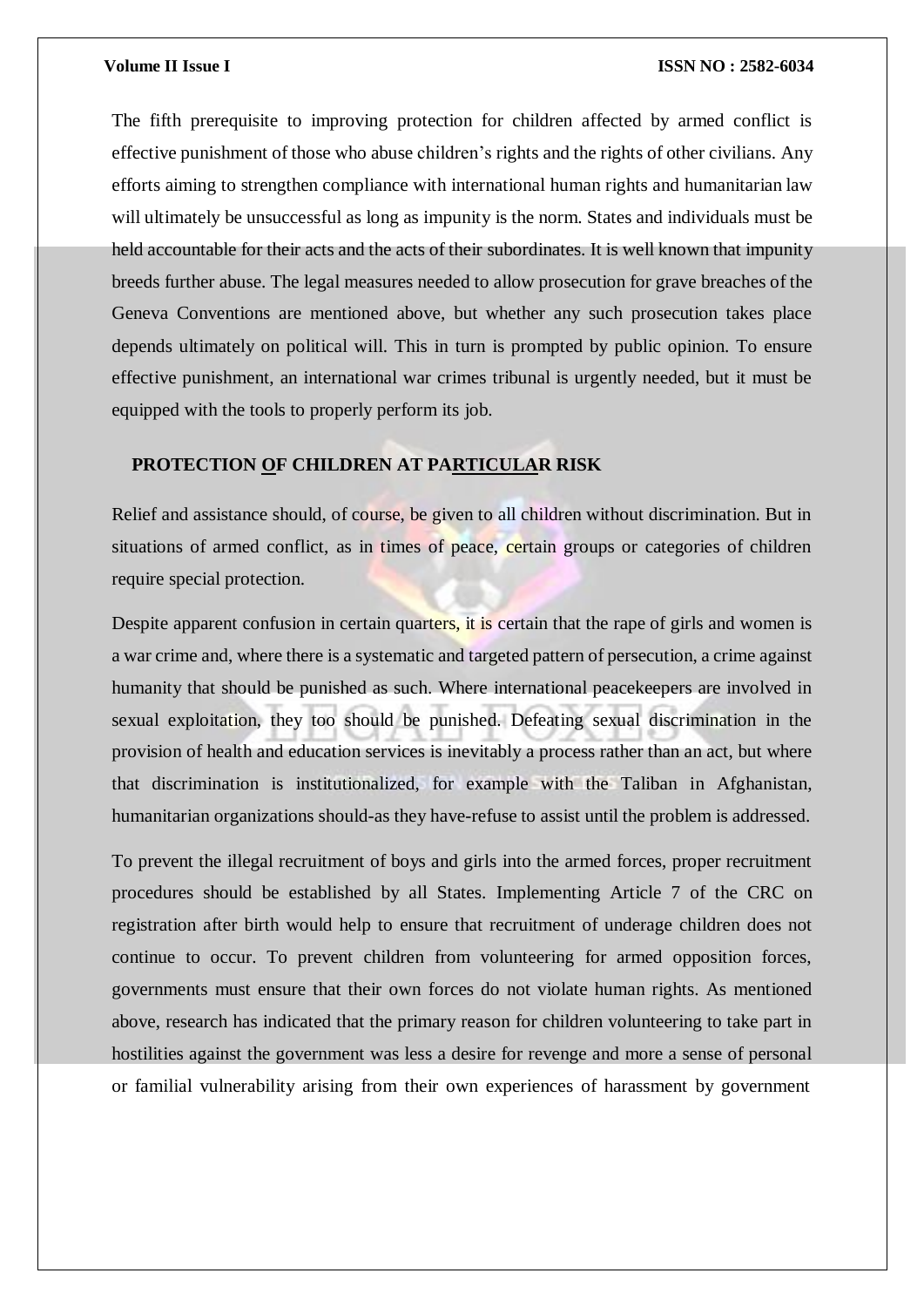The fifth prerequisite to improving protection for children affected by armed conflict is effective punishment of those who abuse children's rights and the rights of other civilians. Any efforts aiming to strengthen compliance with international human rights and humanitarian law will ultimately be unsuccessful as long as impunity is the norm. States and individuals must be held accountable for their acts and the acts of their subordinates. It is well known that impunity breeds further abuse. The legal measures needed to allow prosecution for grave breaches of the Geneva Conventions are mentioned above, but whether any such prosecution takes place depends ultimately on political will. This in turn is prompted by public opinion. To ensure effective punishment, an international war crimes tribunal is urgently needed, but it must be equipped with the tools to properly perform its job.

## PROTECTION OF CHILDREN AT PARTICULAR RISK

Relief and assistance should, of course, be given to all children without discrimination. But in situations of armed conflict, as in times of peace, certain groups or categories of children require special protection.

Despite apparent confusion in certain quarters, it is certain that the rape of girls and women is a war crime and, where there is a systematic and targeted pattern of persecution, a crime against humanity that should be punished as such. Where international peacekeepers are involved in sexual exploitation, they too should be punished. Defeating sexual discrimination in the provision of health and education services is inevitably a process rather than an act, but where that discrimination is institutionalized, for example with the Taliban in Afghanistan, humanitarian organizations should-as they have-refuse to assist until the problem is addressed.

To prevent the illegal recruitment of boys and girls into the armed forces, proper recruitment procedures should be established by all States. Implementing Article 7 of the CRC on registration after birth would help to ensure that recruitment of underage children does not continue to occur. To prevent children from volunteering for armed opposition forces, governments must ensure that their own forces do not violate human rights. As mentioned above, research has indicated that the primary reason for children volunteering to take part in hostilities against the government was less a desire for revenge and more a sense of personal or familial vulnerability arising from their own experiences of harassment by government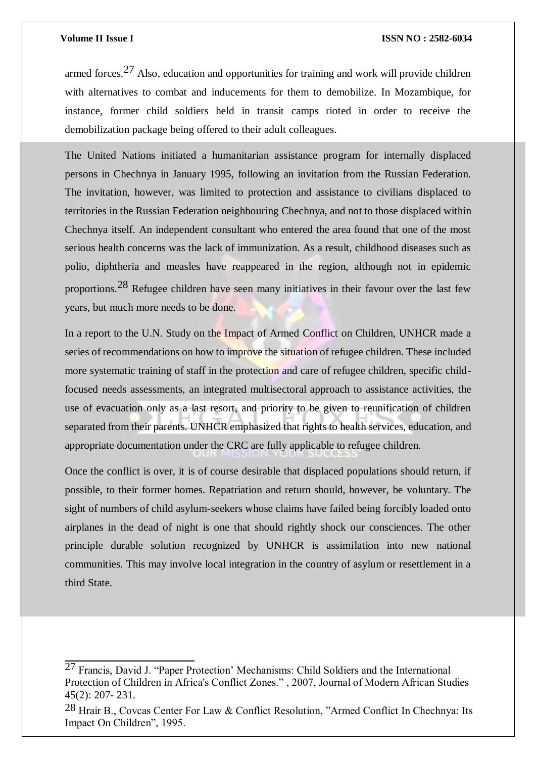armed forces.[27] Also, education and opportunities for training and work will provide children with alternatives to combat and inducements for them to demobilize. In Mozambique, for instance, former child soldiers held in transit camps rioted in order to receive the demobilization package being offered to their adult colleagues.

The United Nations initiated a humanitarian assistance program for internally displaced persons in Chechnya in January 1995, following an invitation from the Russian Federation. The invitation, however, was limited to protection and assistance to civilians displaced to territories in the Russian Federation neighbouring Chechnya, and not to those displaced within Chechnya itself. An independent consultant who entered the area found that one of the most serious health concerns was the lack of immunization. As a result, childhood diseases such as polio, diphtheria and measles have reappeared in the region, although not in epidemic proportions.[28] Refugee children have seen many initiatives in their favour over the last few years, but much more needs to be done.

In a report to the U.N. Study on the Impact of Armed Conflict on Children, UNHCR made a series of recommendations on how to improve the situation of refugee children. These included more systematic training of staff in the protection and care of refugee children, specific child-focused needs assessments, an integrated multisectoral approach to assistance activities, the use of evacuation only as a last resort, and priority to be given to reunification of children separated from their parents. UNHCR emphasized that rights to health services, education, and appropriate documentation under the CRC are fully applicable to refugee children.

Once the conflict is over, it is of course desirable that displaced populations should return, if possible, to their former homes. Repatriation and return should, however, be voluntary. The sight of numbers of child asylum-seekers whose claims have failed being forcibly loaded onto airplanes in the dead of night is one that should rightly shock our consciences. The other principle durable solution recognized by UNHCR is assimilation into new national communities. This may involve local integration in the country of asylum or resettlement in a third State.

---

[27] Francis, David J. "'Paper Protection' Mechanisms: Child Soldiers and the International Protection of Children in Africa's Conflict Zones." , 2007, Journal of Modern African Studies 45(2): 207- 231.

[28] Hrair B., Covcas Center For Law & Conflict Resolution, "Armed Conflict In Chechnya: Its Impact On Children", 1995.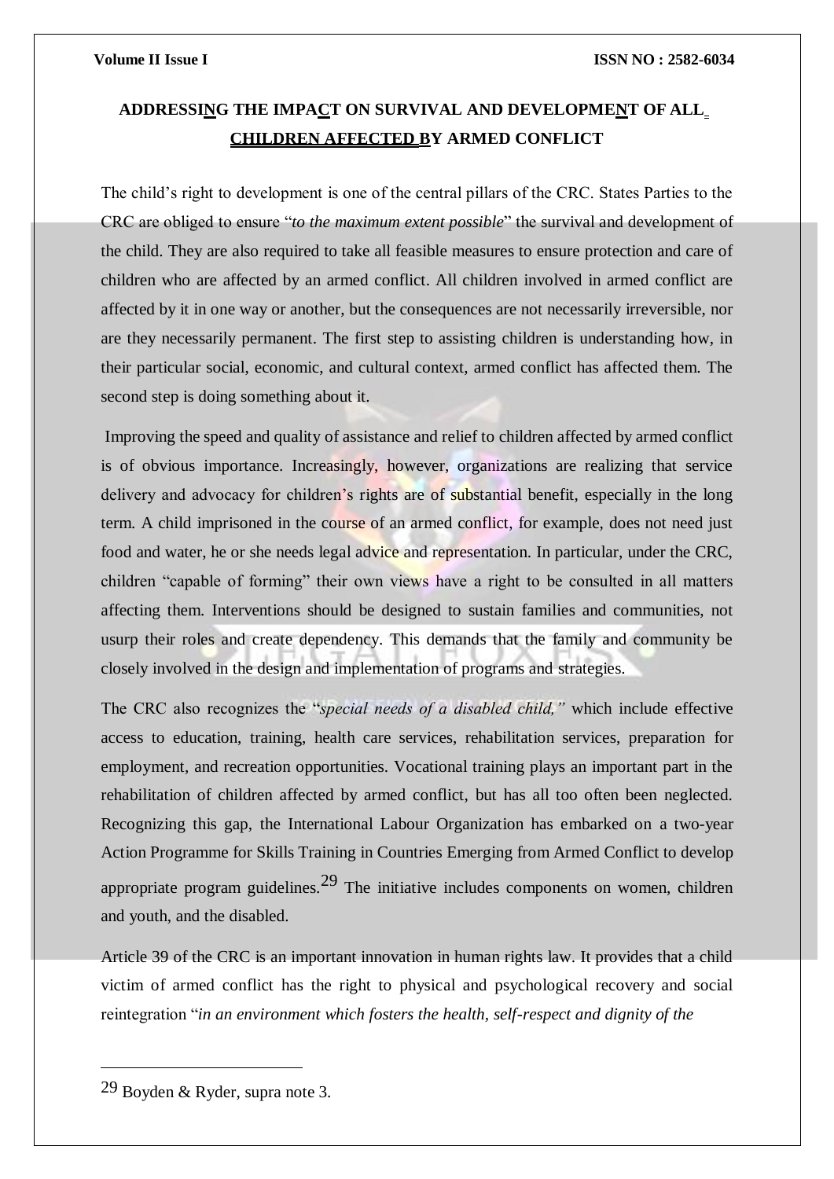## ADDRESSING THE IMPACT ON SURVIVAL AND DEVELOPMENT OF ALL CHILDREN AFFECTED BY ARMED CONFLICT

The child's right to development is one of the central pillars of the CRC. States Parties to the CRC are obliged to ensure "*to the maximum extent possible*" the survival and development of the child. They are also required to take all feasible measures to ensure protection and care of children who are affected by an armed conflict. All children involved in armed conflict are affected by it in one way or another, but the consequences are not necessarily irreversible, nor are they necessarily permanent. The first step to assisting children is understanding how, in their particular social, economic, and cultural context, armed conflict has affected them. The second step is doing something about it.

Improving the speed and quality of assistance and relief to children affected by armed conflict is of obvious importance. Increasingly, however, organizations are realizing that service delivery and advocacy for children's rights are of substantial benefit, especially in the long term. A child imprisoned in the course of an armed conflict, for example, does not need just food and water, he or she needs legal advice and representation. In particular, under the CRC, children "capable of forming" their own views have a right to be consulted in all matters affecting them. Interventions should be designed to sustain families and communities, not usurp their roles and create dependency. This demands that the family and community be closely involved in the design and implementation of programs and strategies.

The CRC also recognizes the "*special needs of a disabled child,*" which include effective access to education, training, health care services, rehabilitation services, preparation for employment, and recreation opportunities. Vocational training plays an important part in the rehabilitation of children affected by armed conflict, but has all too often been neglected. Recognizing this gap, the International Labour Organization has embarked on a two-year Action Programme for Skills Training in Countries Emerging from Armed Conflict to develop appropriate program guidelines.[29] The initiative includes components on women, children and youth, and the disabled.

Article 39 of the CRC is an important innovation in human rights law. It provides that a child victim of armed conflict has the right to physical and psychological recovery and social reintegration "*in an environment which fosters the health, self-respect and dignity of the*

---

[29] Boyden & Ryder, supra note 3.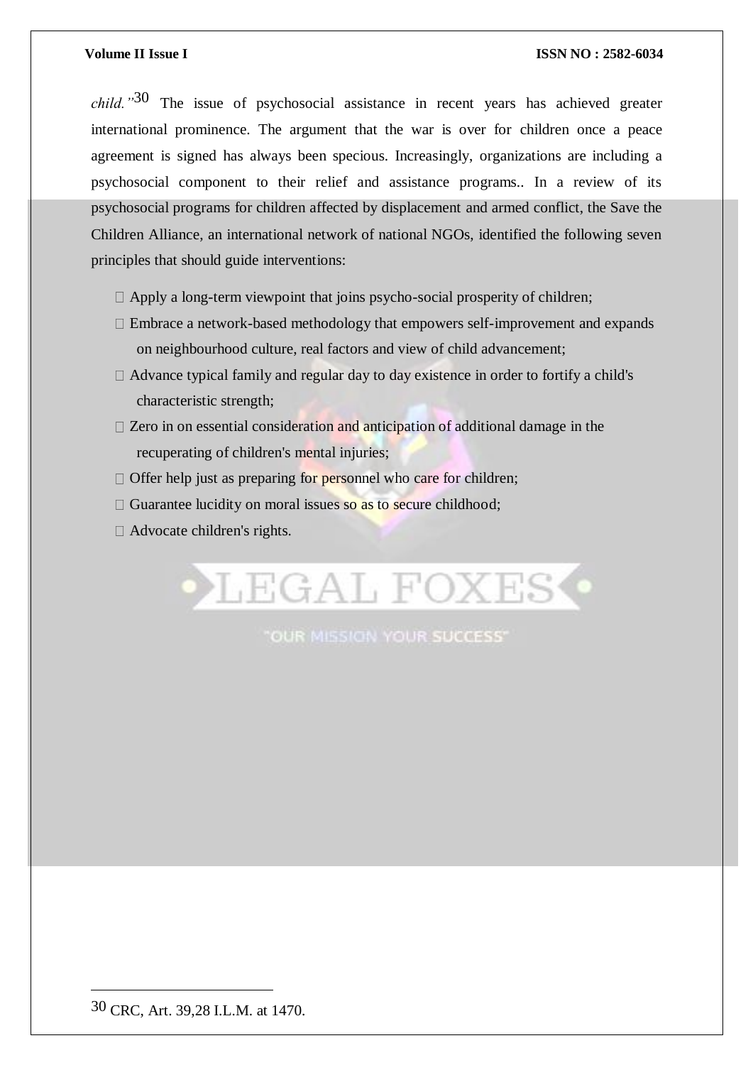*child."*[30] The issue of psychosocial assistance in recent years has achieved greater international prominence. The argument that the war is over for children once a peace agreement is signed has always been specious. Increasingly, organizations are including a psychosocial component to their relief and assistance programs.. In a review of its psychosocial programs for children affected by displacement and armed conflict, the Save the Children Alliance, an international network of national NGOs, identified the following seven principles that should guide interventions:

- Apply a long-term viewpoint that joins psycho-social prosperity of children;
- Embrace a network-based methodology that empowers self-improvement and expands on neighbourhood culture, real factors and view of child advancement;
- Advance typical family and regular day to day existence in order to fortify a child's characteristic strength;
- Zero in on essential consideration and anticipation of additional damage in the recuperating of children's mental injuries;
- Offer help just as preparing for personnel who care for children;
- Guarantee lucidity on moral issues so as to secure childhood;
- Advocate children's rights.

---

[30] CRC, Art. 39,28 I.L.M. at 1470.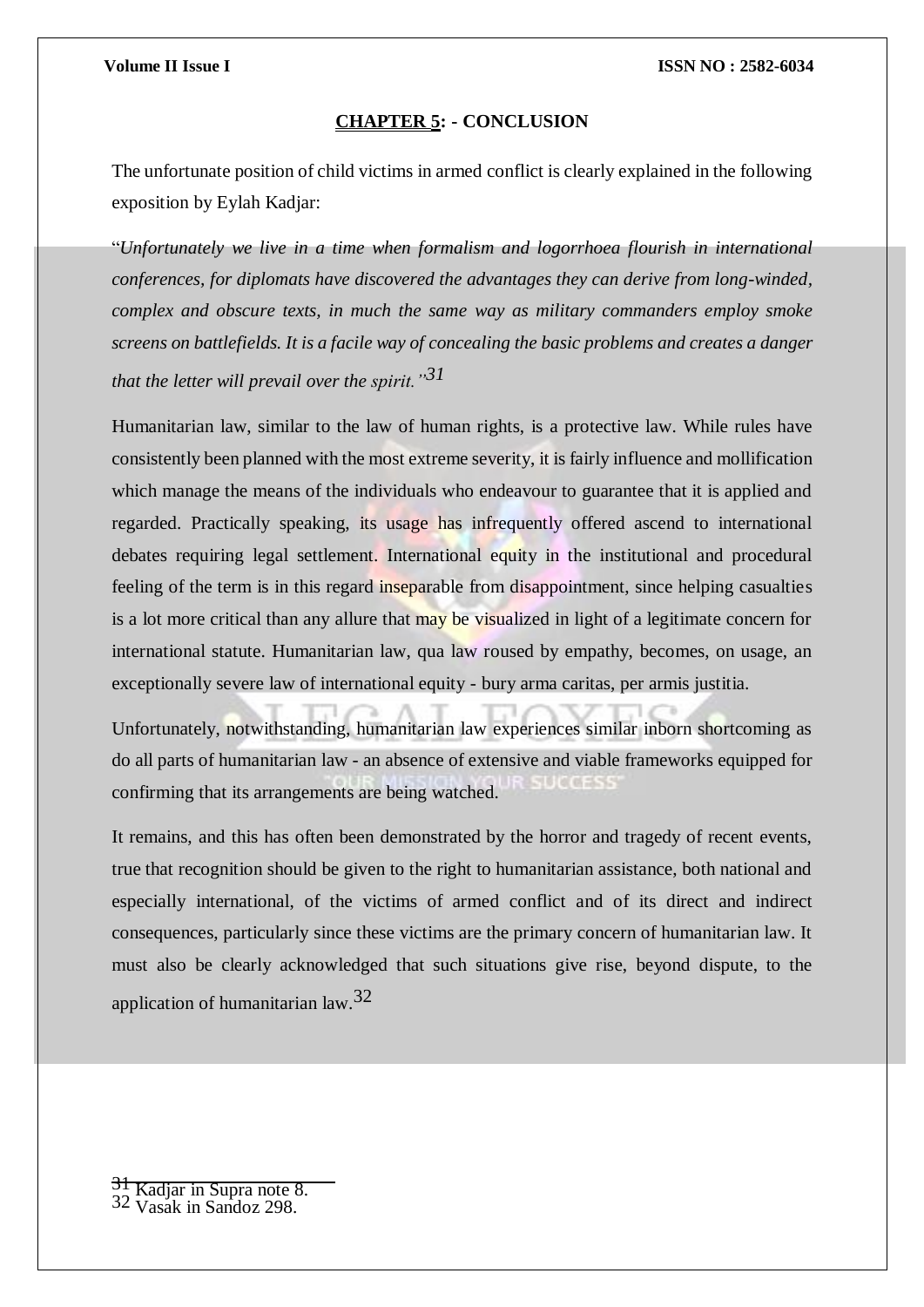## **CHAPTER 5: - CONCLUSION**

The unfortunate position of child victims in armed conflict is clearly explained in the following exposition by Eylah Kadjar:

"*Unfortunately we live in a time when formalism and logorrhoea flourish in international conferences, for diplomats have discovered the advantages they can derive from long-winded, complex and obscure texts, in much the same way as military commanders employ smoke screens on battlefields. It is a facile way of concealing the basic problems and creates a danger that the letter will prevail over the spirit."*[31]

Humanitarian law, similar to the law of human rights, is a protective law. While rules have consistently been planned with the most extreme severity, it is fairly influence and mollification which manage the means of the individuals who endeavour to guarantee that it is applied and regarded. Practically speaking, its usage has infrequently offered ascend to international debates requiring legal settlement. International equity in the institutional and procedural feeling of the term is in this regard inseparable from disappointment, since helping casualties is a lot more critical than any allure that may be visualized in light of a legitimate concern for international statute. Humanitarian law, qua law roused by empathy, becomes, on usage, an exceptionally severe law of international equity - bury arma caritas, per armis justitia.

Unfortunately, notwithstanding, humanitarian law experiences similar inborn shortcoming as do all parts of humanitarian law - an absence of extensive and viable frameworks equipped for confirming that its arrangements are being watched.

It remains, and this has often been demonstrated by the horror and tragedy of recent events, true that recognition should be given to the right to humanitarian assistance, both national and especially international, of the victims of armed conflict and of its direct and indirect consequences, particularly since these victims are the primary concern of humanitarian law. It must also be clearly acknowledged that such situations give rise, beyond dispute, to the application of humanitarian law.[32]

---

[31] Kadjar in Supra note 8.
[32] Vasak in Sandoz 298.